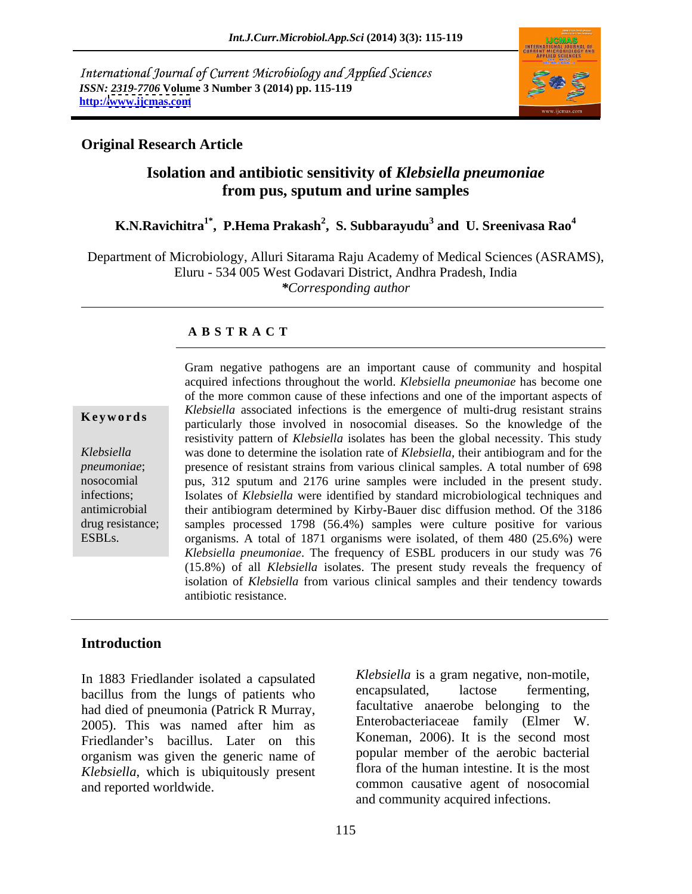International Journal of Current Microbiology and Applied Sciences
*ISSN: 2319-7706* **Volume 3 Number 3 (2014) pp. 115-119**
**http://www.ijcmas.com**

**Original Research Article**

# Isolation and antibiotic sensitivity of *Klebsiella pneumoniae* from pus, sputum and urine samples

**K.N.Ravichitra[1*], P.Hema Prakash[2], S. Subbarayudu[3] and U. Sreenivasa Rao[4]**

Department of Microbiology, Alluri Sitarama Raju Academy of Medical Sciences (ASRAMS), Eluru - 534 005 West Godavari District, Andhra Pradesh, India
*\*Corresponding author*

## A B S T R A C T

**Keywords**

*Klebsiella pneumoniae*; nosocomial infections; antimicrobial drug resistance; ESBLs.

Gram negative pathogens are an important cause of community and hospital acquired infections throughout the world. *Klebsiella pneumoniae* has become one of the more common cause of these infections and one of the important aspects of *Klebsiella* associated infections is the emergence of multi-drug resistant strains particularly those involved in nosocomial diseases. So the knowledge of the resistivity pattern of *Klebsiella* isolates has been the global necessity. This study was done to determine the isolation rate of *Klebsiella*, their antibiogram and for the presence of resistant strains from various clinical samples. A total number of 698 pus, 312 sputum and 2176 urine samples were included in the present study. Isolates of *Klebsiella* were identified by standard microbiological techniques and their antibiogram determined by Kirby-Bauer disc diffusion method. Of the 3186 samples processed 1798 (56.4%) samples were culture positive for various organisms. A total of 1871 organisms were isolated, of them 480 (25.6%) were *Klebsiella pneumoniae*. The frequency of ESBL producers in our study was 76 (15.8%) of all *Klebsiella* isolates. The present study reveals the frequency of isolation of *Klebsiella* from various clinical samples and their tendency towards antibiotic resistance.

## Introduction

In 1883 Friedlander isolated a capsulated bacillus from the lungs of patients who had died of pneumonia (Patrick R Murray, 2005). This was named after him as Friedlander's bacillus. Later on this organism was given the generic name of *Klebsiella*, which is ubiquitously present and reported worldwide.

*Klebsiella* is a gram negative, non-motile, encapsulated, lactose fermenting, facultative anaerobe belonging to the Enterobacteriaceae family (Elmer W. Koneman, 2006). It is the second most popular member of the aerobic bacterial flora of the human intestine. It is the most common causative agent of nosocomial and community acquired infections.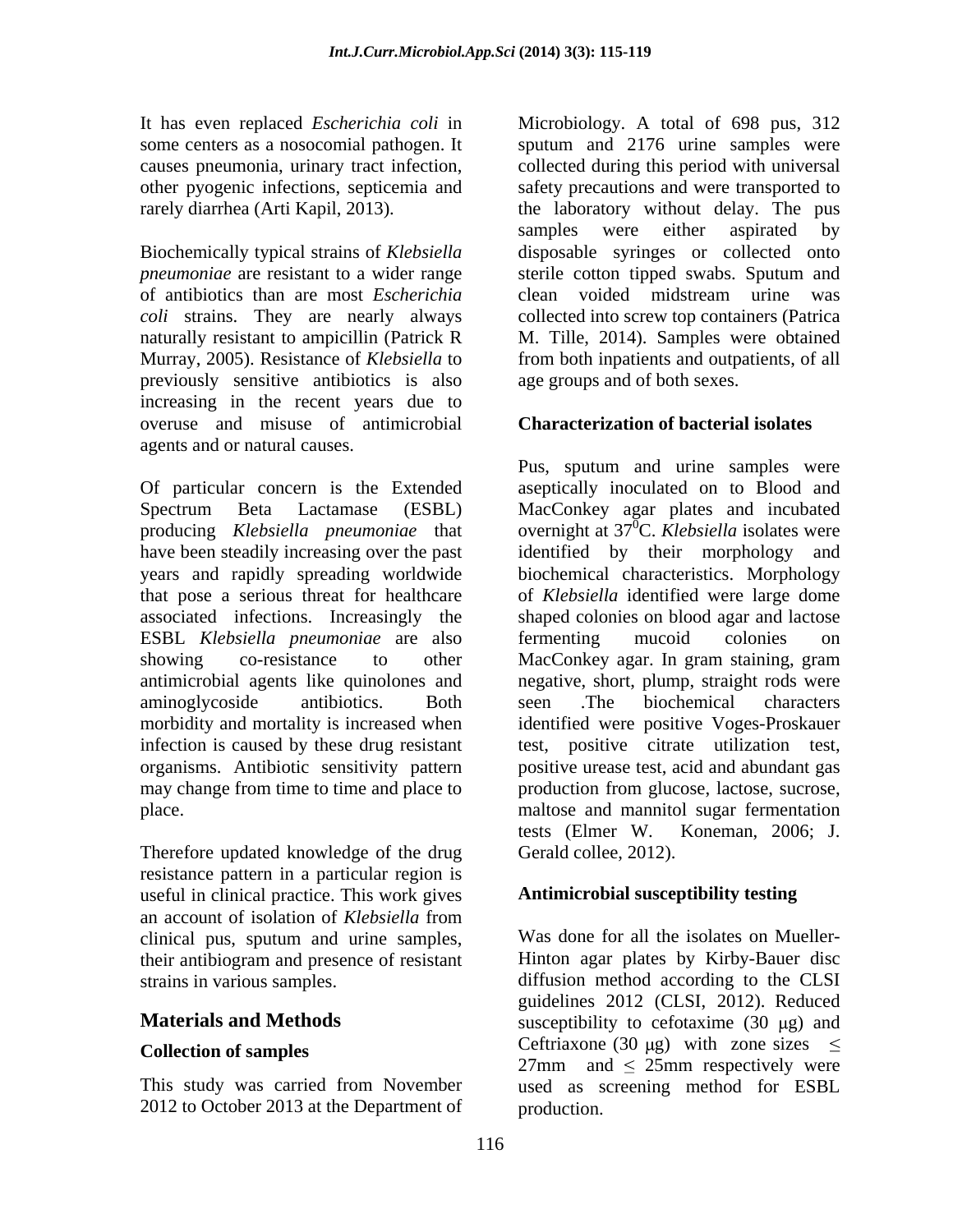It has even replaced *Escherichia coli* in some centers as a nosocomial pathogen. It causes pneumonia, urinary tract infection, other pyogenic infections, septicemia and rarely diarrhea (Arti Kapil, 2013).

Biochemically typical strains of *Klebsiella pneumoniae* are resistant to a wider range of antibiotics than are most *Escherichia coli* strains. They are nearly always naturally resistant to ampicillin (Patrick R Murray, 2005). Resistance of *Klebsiella* to previously sensitive antibiotics is also increasing in the recent years due to overuse and misuse of antimicrobial agents and or natural causes.

Of particular concern is the Extended Spectrum Beta Lactamase (ESBL) producing *Klebsiella pneumoniae* that have been steadily increasing over the past years and rapidly spreading worldwide that pose a serious threat for healthcare associated infections. Increasingly the ESBL *Klebsiella pneumoniae* are also showing co-resistance to other antimicrobial agents like quinolones and aminoglycoside antibiotics. Both morbidity and mortality is increased when infection is caused by these drug resistant organisms. Antibiotic sensitivity pattern may change from time to time and place to place.

Therefore updated knowledge of the drug resistance pattern in a particular region is useful in clinical practice. This work gives an account of isolation of *Klebsiella* from clinical pus, sputum and urine samples, their antibiogram and presence of resistant strains in various samples.

## Materials and Methods

### Collection of samples

This study was carried from November 2012 to October 2013 at the Department of Microbiology. A total of 698 pus, 312 sputum and 2176 urine samples were collected during this period with universal safety precautions and were transported to the laboratory without delay. The pus samples were either aspirated by disposable syringes or collected onto sterile cotton tipped swabs. Sputum and clean voided midstream urine was collected into screw top containers (Patrica M. Tille, 2014). Samples were obtained from both inpatients and outpatients, of all age groups and of both sexes.

### Characterization of bacterial isolates

Pus, sputum and urine samples were aseptically inoculated on to Blood and MacConkey agar plates and incubated overnight at $37^0$C. *Klebsiella* isolates were identified by their morphology and biochemical characteristics. Morphology of *Klebsiella* identified were large dome shaped colonies on blood agar and lactose fermenting mucoid colonies on MacConkey agar. In gram staining, gram negative, short, plump, straight rods were seen .The biochemical characters identified were positive Voges-Proskauer test, positive citrate utilization test, positive urease test, acid and abundant gas production from glucose, lactose, sucrose, maltose and mannitol sugar fermentation tests (Elmer W. Koneman, 2006; J. Gerald collee, 2012).

### Antimicrobial susceptibility testing

Was done for all the isolates on Mueller-Hinton agar plates by Kirby-Bauer disc diffusion method according to the CLSI guidelines 2012 (CLSI, 2012). Reduced susceptibility to cefotaxime (30 $\mu$g) and Ceftriaxone (30 $\mu$g) with zone sizes $\leq$ 27mm and $\leq$ 25mm respectively were used as screening method for ESBL production.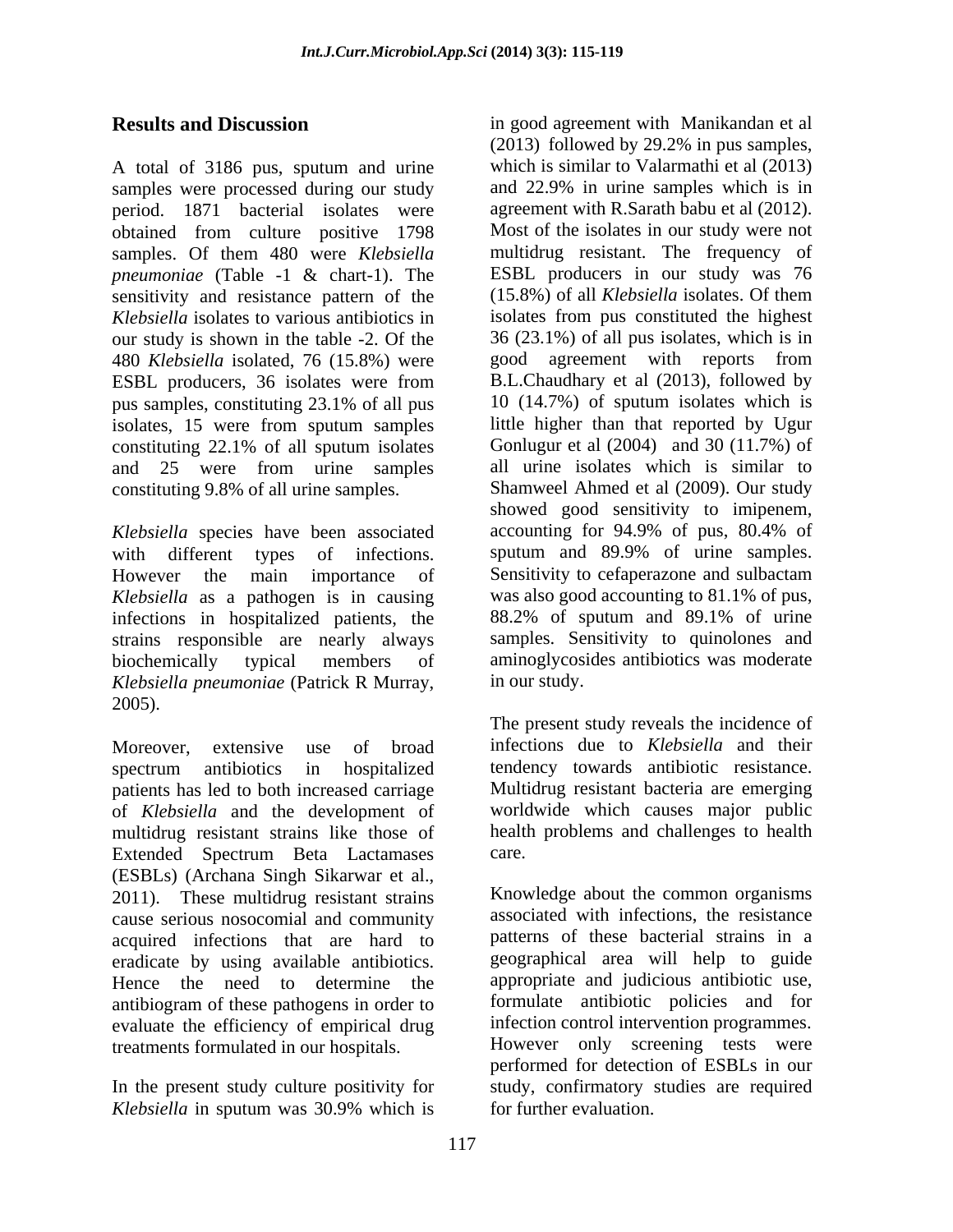## Results and Discussion

A total of 3186 pus, sputum and urine samples were processed during our study period. 1871 bacterial isolates were obtained from culture positive 1798 samples. Of them 480 were *Klebsiella pneumoniae* (Table -1 & chart-1). The sensitivity and resistance pattern of the *Klebsiella* isolates to various antibiotics in our study is shown in the table -2. Of the 480 *Klebsiella* isolated, 76 (15.8%) were ESBL producers, 36 isolates were from pus samples, constituting 23.1% of all pus isolates, 15 were from sputum samples constituting 22.1% of all sputum isolates and 25 were from urine samples constituting 9.8% of all urine samples.

*Klebsiella* species have been associated with different types of infections. However the main importance of *Klebsiella* as a pathogen is in causing infections in hospitalized patients, the strains responsible are nearly always biochemically typical members of *Klebsiella pneumoniae* (Patrick R Murray, 2005).

Moreover, extensive use of broad spectrum antibiotics in hospitalized patients has led to both increased carriage of *Klebsiella* and the development of multidrug resistant strains like those of Extended Spectrum Beta Lactamases (ESBLs) (Archana Singh Sikarwar et al., 2011). These multidrug resistant strains cause serious nosocomial and community acquired infections that are hard to eradicate by using available antibiotics. Hence the need to determine the antibiogram of these pathogens in order to evaluate the efficiency of empirical drug treatments formulated in our hospitals.

In the present study culture positivity for *Klebsiella* in sputum was 30.9% which is in good agreement with Manikandan et al (2013) followed by 29.2% in pus samples, which is similar to Valarmathi et al (2013) and 22.9% in urine samples which is in agreement with R.Sarath babu et al (2012). Most of the isolates in our study were not multidrug resistant. The frequency of ESBL producers in our study was 76 (15.8%) of all *Klebsiella* isolates. Of them isolates from pus constituted the highest 36 (23.1%) of all pus isolates, which is in good agreement with reports from B.L.Chaudhary et al (2013), followed by 10 (14.7%) of sputum isolates which is little higher than that reported by Ugur Gonlugur et al (2004) and 30 (11.7%) of all urine isolates which is similar to Shamweel Ahmed et al (2009). Our study showed good sensitivity to imipenem, accounting for 94.9% of pus, 80.4% of sputum and 89.9% of urine samples. Sensitivity to cefaperazone and sulbactam was also good accounting to 81.1% of pus, 88.2% of sputum and 89.1% of urine samples. Sensitivity to quinolones and aminoglycosides antibiotics was moderate in our study.

The present study reveals the incidence of infections due to *Klebsiella* and their tendency towards antibiotic resistance. Multidrug resistant bacteria are emerging worldwide which causes major public health problems and challenges to health care.

Knowledge about the common organisms associated with infections, the resistance patterns of these bacterial strains in a geographical area will help to guide appropriate and judicious antibiotic use, formulate antibiotic policies and for infection control intervention programmes. However only screening tests were performed for detection of ESBLs in our study, confirmatory studies are required for further evaluation.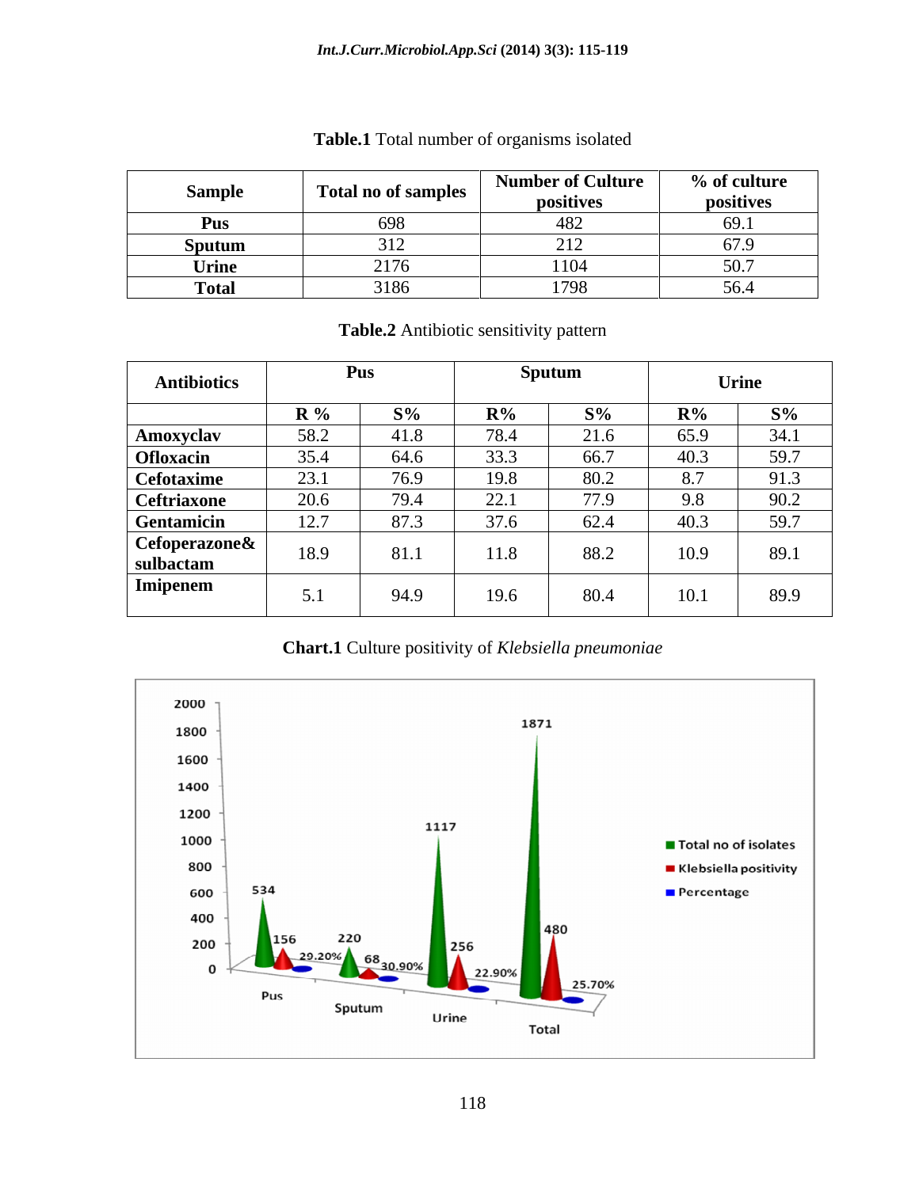**Table.1** Total number of organisms isolated

| Sample | Total no of samples | Number of Culture positives | % of culture positives |
|---|---|---|---|
| Pus | 698 | 482 | 69.1 |
| Sputum | 312 | 212 | 67.9 |
| Urine | 2176 | 1104 | 50.7 |
| Total | 3186 | 1798 | 56.4 |

**Table.2** Antibiotic sensitivity pattern

| Antibiotics | Pus | | Sputum | | Urine | |
|---|---|---|---|---|---|---|
| | R % | S% | R% | S% | R% | S% |
| Amoxyclav | 58.2 | 41.8 | 78.4 | 21.6 | 65.9 | 34.1 |
| Ofloxacin | 35.4 | 64.6 | 33.3 | 66.7 | 40.3 | 59.7 |
| Cefotaxime | 23.1 | 76.9 | 19.8 | 80.2 | 8.7 | 91.3 |
| Ceftriaxone | 20.6 | 79.4 | 22.1 | 77.9 | 9.8 | 90.2 |
| Gentamicin | 12.7 | 87.3 | 37.6 | 62.4 | 40.3 | 59.7 |
| Cefoperazone& sulbactam | 18.9 | 81.1 | 11.8 | 88.2 | 10.9 | 89.1 |
| Imipenem | 5.1 | 94.9 | 19.6 | 80.4 | 10.1 | 89.9 |

**Chart.1** Culture positivity of *Klebsiella pneumoniae*

| | Pus | Sputum | Urine | Total |
|---|---|---|---|---|
| Total no of isolates | 534 | 220 | 1117 | 1871 |
| Klebsiella positivity | 156 | 68 | 256 | 480 |
| Percentage | 29.20% | 30.90% | 22.90% | 25.70% |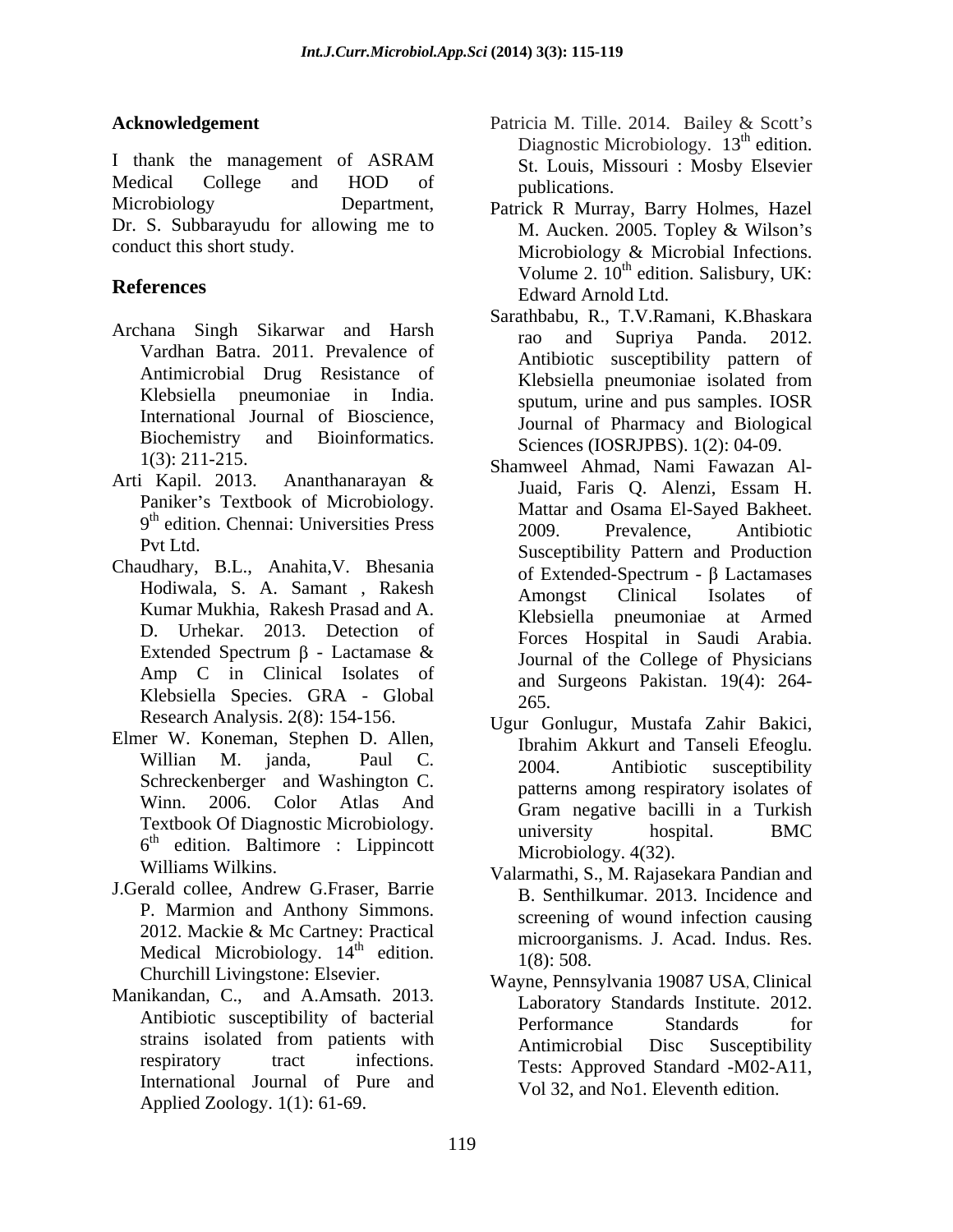## Acknowledgement

I thank the management of ASRAM Medical College and HOD of Microbiology Department, Dr. S. Subbarayudu for allowing me to conduct this short study.

## References

Archana Singh Sikarwar and Harsh Vardhan Batra. 2011. Prevalence of Antimicrobial Drug Resistance of Klebsiella pneumoniae in India. International Journal of Bioscience, Biochemistry and Bioinformatics. 1(3): 211-215.

Arti Kapil. 2013. Ananthanarayan & Paniker's Textbook of Microbiology. 9th edition. Chennai: Universities Press Pvt Ltd.

Chaudhary, B.L., Anahita,V. Bhesania Hodiwala, S. A. Samant , Rakesh Kumar Mukhia, Rakesh Prasad and A. D. Urhekar. 2013. Detection of Extended Spectrum β - Lactamase & Amp C in Clinical Isolates of Klebsiella Species. GRA - Global Research Analysis. 2(8): 154-156.

Elmer W. Koneman, Stephen D. Allen, Willian M. janda, Paul C. Schreckenberger and Washington C. Winn. 2006. Color Atlas And Textbook Of Diagnostic Microbiology. 6th edition. Baltimore : Lippincott Williams Wilkins.

J.Gerald collee, Andrew G.Fraser, Barrie P. Marmion and Anthony Simmons. 2012. Mackie & Mc Cartney: Practical Medical Microbiology. 14th edition. Churchill Livingstone: Elsevier.

Manikandan, C., and A.Amsath. 2013. Antibiotic susceptibility of bacterial strains isolated from patients with respiratory tract infections. International Journal of Pure and Applied Zoology. 1(1): 61-69.

Patricia M. Tille. 2014. Bailey & Scott's Diagnostic Microbiology. 13th edition. St. Louis, Missouri : Mosby Elsevier publications.

Patrick R Murray, Barry Holmes, Hazel M. Aucken. 2005. Topley & Wilson's Microbiology & Microbial Infections. Volume 2. 10th edition. Salisbury, UK: Edward Arnold Ltd.

Sarathbabu, R., T.V.Ramani, K.Bhaskara rao and Supriya Panda. 2012. Antibiotic susceptibility pattern of Klebsiella pneumoniae isolated from sputum, urine and pus samples. IOSR Journal of Pharmacy and Biological Sciences (IOSRJPBS). 1(2): 04-09.

Shamweel Ahmad, Nami Fawazan Al-Juaid, Faris Q. Alenzi, Essam H. Mattar and Osama El-Sayed Bakheet. 2009. Prevalence, Antibiotic Susceptibility Pattern and Production of Extended-Spectrum - β Lactamases Amongst Clinical Isolates of Klebsiella pneumoniae at Armed Forces Hospital in Saudi Arabia. Journal of the College of Physicians and Surgeons Pakistan. 19(4): 264-265.

Ugur Gonlugur, Mustafa Zahir Bakici, Ibrahim Akkurt and Tanseli Efeoglu. 2004. Antibiotic susceptibility patterns among respiratory isolates of Gram negative bacilli in a Turkish university hospital. BMC Microbiology. 4(32).

Valarmathi, S., M. Rajasekara Pandian and B. Senthilkumar. 2013. Incidence and screening of wound infection causing microorganisms. J. Acad. Indus. Res. 1(8): 508.

Wayne, Pennsylvania 19087 USA, Clinical Laboratory Standards Institute. 2012. Performance Standards for Antimicrobial Disc Susceptibility Tests: Approved Standard -M02-A11, Vol 32, and No1. Eleventh edition.